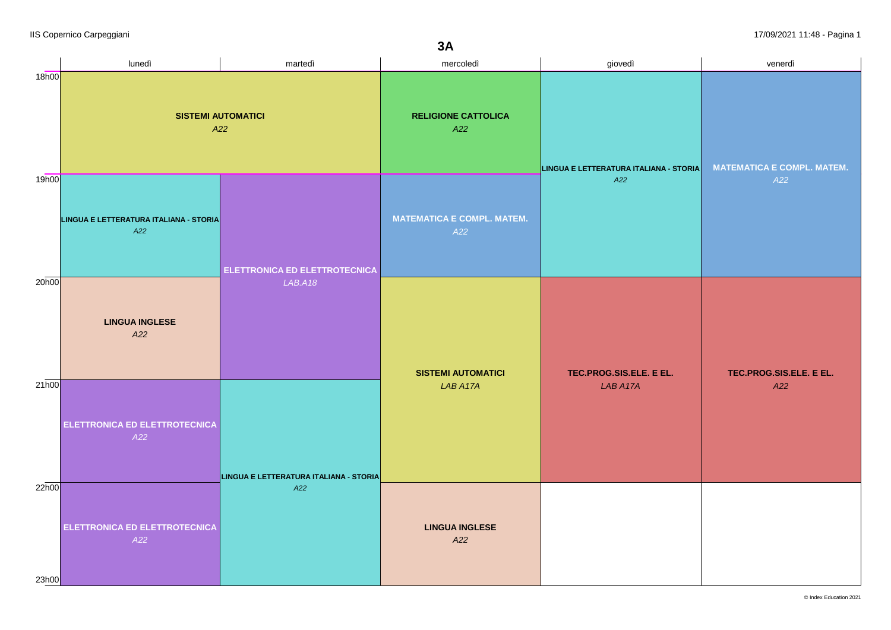IIS Copernico Carpeggiani

17/09/2021 11:48 - Pagina 1

# 3A

| | lunedì | martedì | mercoledì | giovedì | venerdì |
|---|---|---|---|---|---|
| 18h00 | **SISTEMI AUTOMATICI** *A22* | **SISTEMI AUTOMATICI** *A22* | **RELIGIONE CATTOLICA** *A22* | **LINGUA E LETTERATURA ITALIANA - STORIA** *A22* | **MATEMATICA E COMPL. MATEM.** *A22* |
| 19h00 | **LINGUA E LETTERATURA ITALIANA - STORIA** *A22* | **ELETTRONICA ED ELETTROTECNICA** *LAB.A18* | **MATEMATICA E COMPL. MATEM.** *A22* | **LINGUA E LETTERATURA ITALIANA - STORIA** *A22* | **MATEMATICA E COMPL. MATEM.** *A22* |
| 20h00 | **LINGUA INGLESE** *A22* | **ELETTRONICA ED ELETTROTECNICA** *LAB.A18* | **SISTEMI AUTOMATICI** *LAB A17A* | **TEC.PROG.SIS.ELE. E EL.** *LAB A17A* | **TEC.PROG.SIS.ELE. E EL.** *A22* |
| 21h00 | **ELETTRONICA ED ELETTROTECNICA** *A22* | **LINGUA E LETTERATURA ITALIANA - STORIA** *A22* | **SISTEMI AUTOMATICI** *LAB A17A* | **TEC.PROG.SIS.ELE. E EL.** *LAB A17A* | **TEC.PROG.SIS.ELE. E EL.** *A22* |
| 22h00 | **ELETTRONICA ED ELETTROTECNICA** *A22* | **LINGUA E LETTERATURA ITALIANA - STORIA** *A22* | **LINGUA INGLESE** *A22* | | |
| 23h00 | | | | | |

© Index Education 2021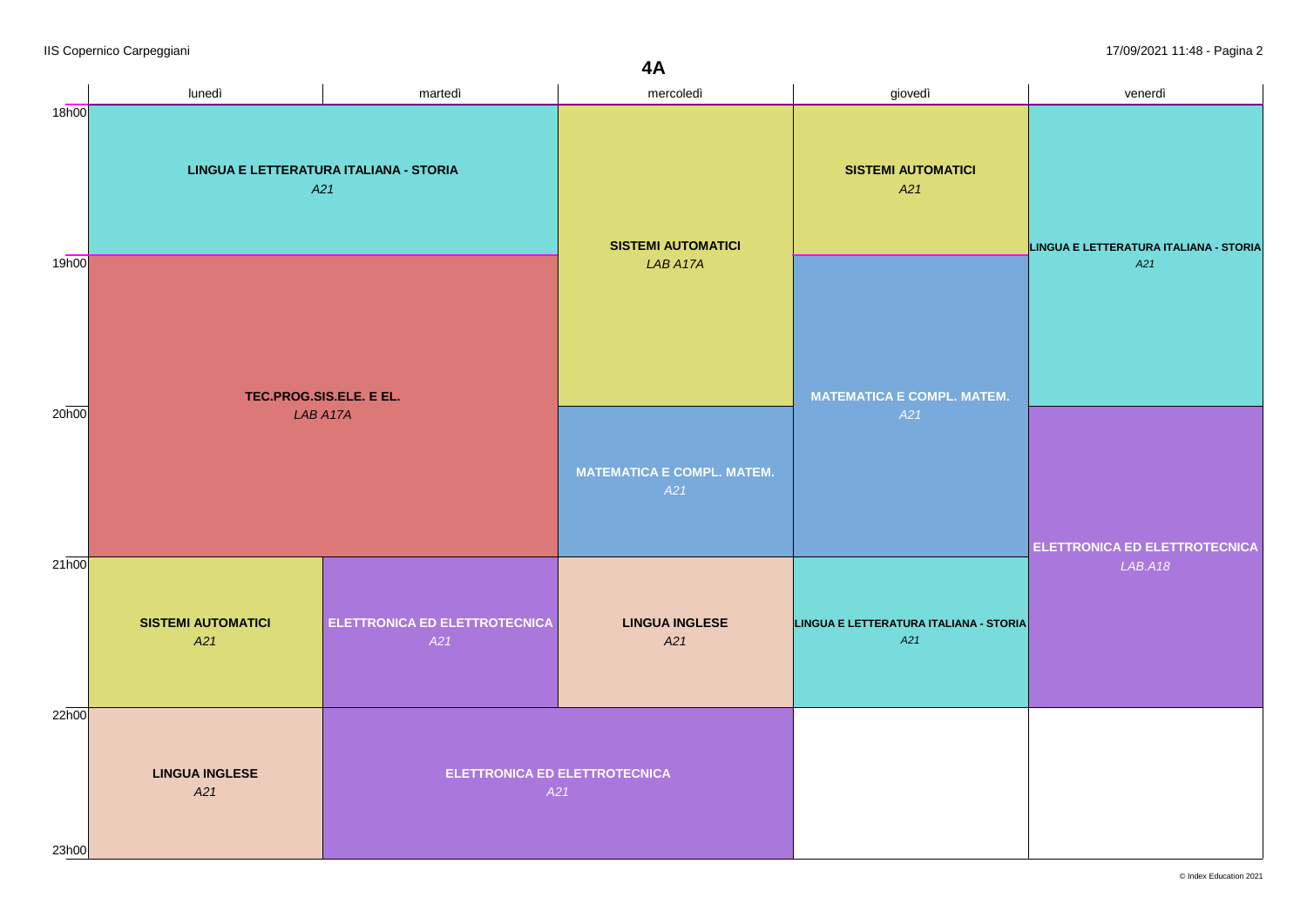# 4A

| | lunedì | martedì | mercoledì | giovedì | venerdì |
|---|---|---|---|---|---|
| 18h00 | **LINGUA E LETTERATURA ITALIANA - STORIA** *A21* | **LINGUA E LETTERATURA ITALIANA - STORIA** *A21* | **SISTEMI AUTOMATICI** *LAB A17A* | **SISTEMI AUTOMATICI** *A21* | **LINGUA E LETTERATURA ITALIANA - STORIA** *A21* |
| 19h00 | **TEC.PROG.SIS.ELE. E EL.** *LAB A17A* | **TEC.PROG.SIS.ELE. E EL.** *LAB A17A* | **SISTEMI AUTOMATICI** *LAB A17A* | **MATEMATICA E COMPL. MATEM.** *A21* | **LINGUA E LETTERATURA ITALIANA - STORIA** *A21* |
| 20h00 | **TEC.PROG.SIS.ELE. E EL.** *LAB A17A* | **TEC.PROG.SIS.ELE. E EL.** *LAB A17A* | **MATEMATICA E COMPL. MATEM.** *A21* | **MATEMATICA E COMPL. MATEM.** *A21* | **ELETTRONICA ED ELETTROTECNICA** *LAB.A18* |
| 21h00 | **SISTEMI AUTOMATICI** *A21* | **ELETTRONICA ED ELETTROTECNICA** *A21* | **LINGUA INGLESE** *A21* | **LINGUA E LETTERATURA ITALIANA - STORIA** *A21* | **ELETTRONICA ED ELETTROTECNICA** *LAB.A18* |
| 22h00 | **LINGUA INGLESE** *A21* | **ELETTRONICA ED ELETTROTECNICA** *A21* | **ELETTRONICA ED ELETTROTECNICA** *A21* | | |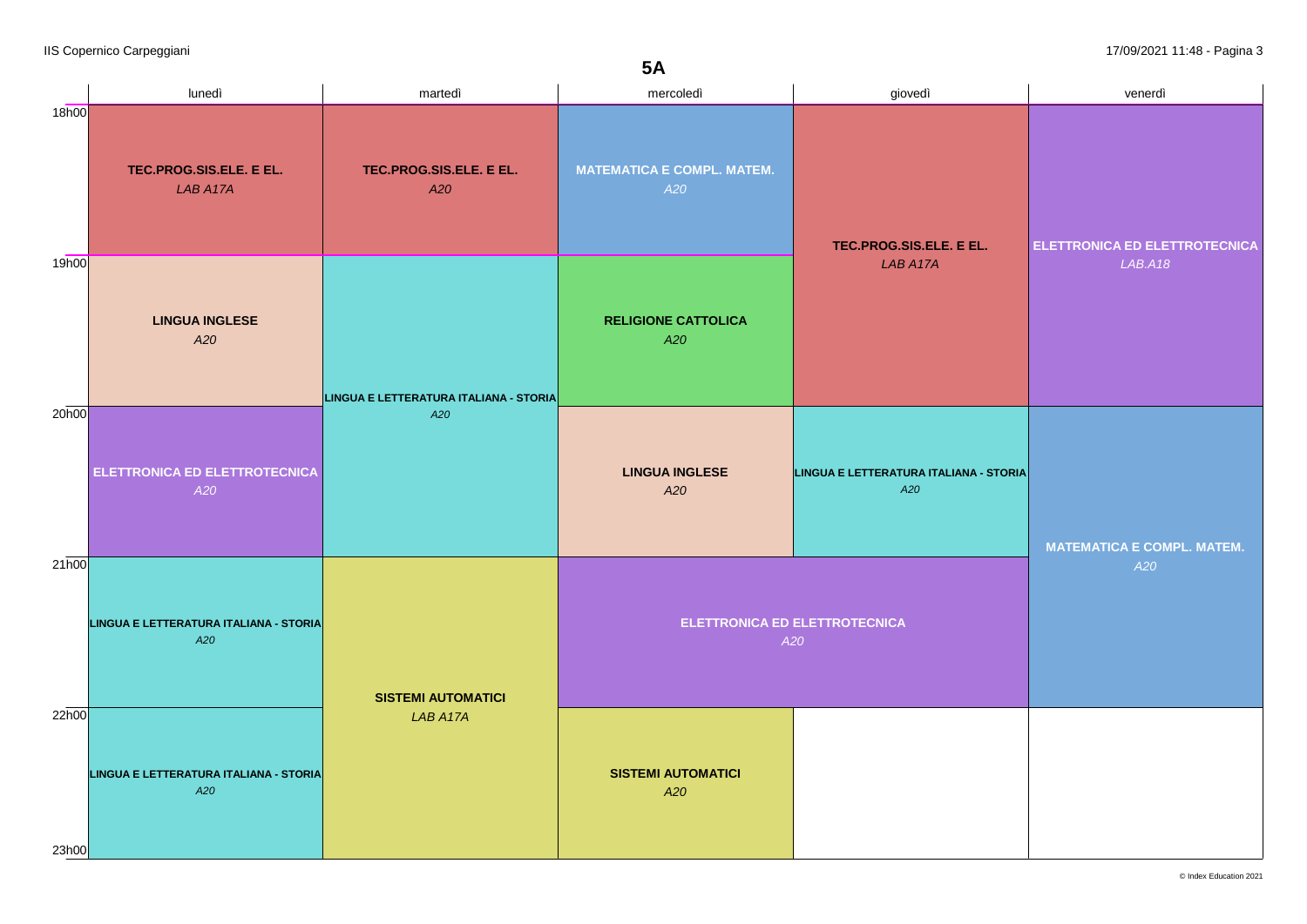# 5A

| | lunedì | martedì | mercoledì | giovedì | venerdì |
|---|---|---|---|---|---|
| 18h00 | **TEC.PROG.SIS.ELE. E EL.** *LAB A17A* | **TEC.PROG.SIS.ELE. E EL.** *A20* | **MATEMATICA E COMPL. MATEM.** *A20* | **TEC.PROG.SIS.ELE. E EL.** *LAB A17A* | **ELETTRONICA ED ELETTROTECNICA** *LAB.A18* |
| 19h00 | **LINGUA INGLESE** *A20* | **LINGUA E LETTERATURA ITALIANA - STORIA** *A20* | **RELIGIONE CATTOLICA** *A20* | **TEC.PROG.SIS.ELE. E EL.** *LAB A17A* | **ELETTRONICA ED ELETTROTECNICA** *LAB.A18* |
| 20h00 | **ELETTRONICA ED ELETTROTECNICA** *A20* | **LINGUA E LETTERATURA ITALIANA - STORIA** *A20* | **LINGUA INGLESE** *A20* | **LINGUA E LETTERATURA ITALIANA - STORIA** *A20* | **MATEMATICA E COMPL. MATEM.** *A20* |
| 21h00 | **LINGUA E LETTERATURA ITALIANA - STORIA** *A20* | **SISTEMI AUTOMATICI** *LAB A17A* | **ELETTRONICA ED ELETTROTECNICA** *A20* | **ELETTRONICA ED ELETTROTECNICA** *A20* | **MATEMATICA E COMPL. MATEM.** *A20* |
| 22h00 | **LINGUA E LETTERATURA ITALIANA - STORIA** *A20* | **SISTEMI AUTOMATICI** *LAB A17A* | **SISTEMI AUTOMATICI** *A20* | | |
| 23h00 | | | | | |